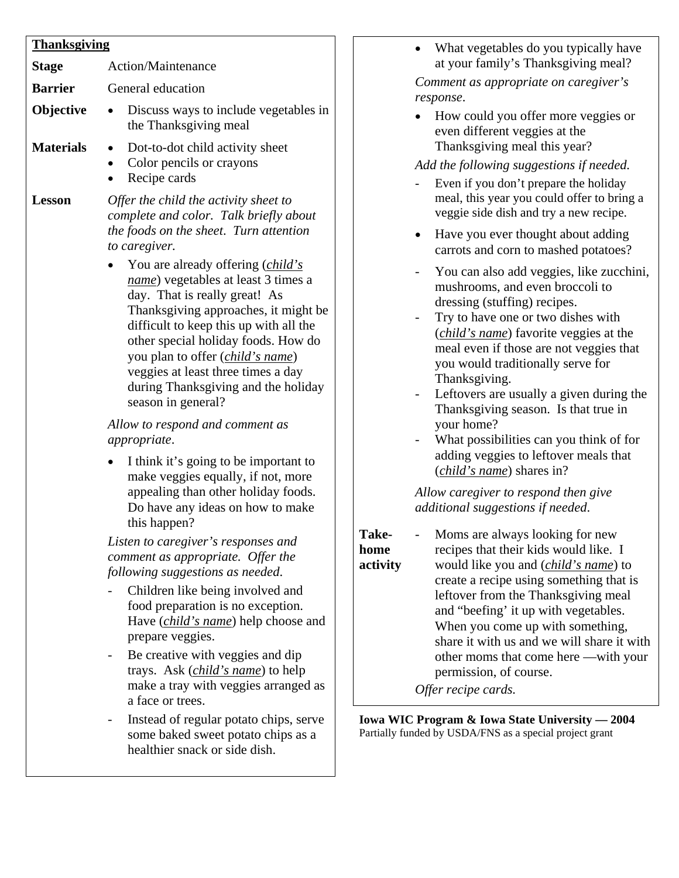**Thanksgiving**

**Stage** Action/Maintenance

**Barrier** General education

**Objective**

- Discuss ways to include vegetables in the Thanksgiving meal

**Materials**

- Dot-to-dot child activity sheet
- Color pencils or crayons
- Recipe cards

**Lesson**

*Offer the child the activity sheet to complete and color. Talk briefly about the foods on the sheet. Turn attention to caregiver.*

- You are already offering (*child's name*) vegetables at least 3 times a day. That is really great! As Thanksgiving approaches, it might be difficult to keep this up with all the other special holiday foods. How do you plan to offer (*child's name*) veggies at least three times a day during Thanksgiving and the holiday season in general?

*Allow to respond and comment as appropriate.*

- I think it's going to be important to make veggies equally, if not, more appealing than other holiday foods. Do have any ideas on how to make this happen?

*Listen to caregiver's responses and comment as appropriate. Offer the following suggestions as needed.*

- Children like being involved and food preparation is no exception. Have (*child's name*) help choose and prepare veggies.
- Be creative with veggies and dip trays. Ask (*child's name*) to help make a tray with veggies arranged as a face or trees.
- Instead of regular potato chips, serve some baked sweet potato chips as a healthier snack or side dish.

- What vegetables do you typically have at your family's Thanksgiving meal?

*Comment as appropriate on caregiver's response.*

- How could you offer more veggies or even different veggies at the Thanksgiving meal this year?

*Add the following suggestions if needed.*

- Even if you don't prepare the holiday meal, this year you could offer to bring a veggie side dish and try a new recipe.

- Have you ever thought about adding carrots and corn to mashed potatoes?

- You can also add veggies, like zucchini, mushrooms, and even broccoli to dressing (stuffing) recipes.
- Try to have one or two dishes with (*child's name*) favorite veggies at the meal even if those are not veggies that you would traditionally serve for Thanksgiving.
- Leftovers are usually a given during the Thanksgiving season. Is that true in your home?
- What possibilities can you think of for adding veggies to leftover meals that (*child's name*) shares in?

*Allow caregiver to respond then give additional suggestions if needed.*

**Take-home activity**

- Moms are always looking for new recipes that their kids would like. I would like you and (*child's name*) to create a recipe using something that is leftover from the Thanksgiving meal and "beefing' it up with vegetables. When you come up with something, share it with us and we will share it with other moms that come here —with your permission, of course.

*Offer recipe cards.*

**Iowa WIC Program & Iowa State University — 2004**
Partially funded by USDA/FNS as a special project grant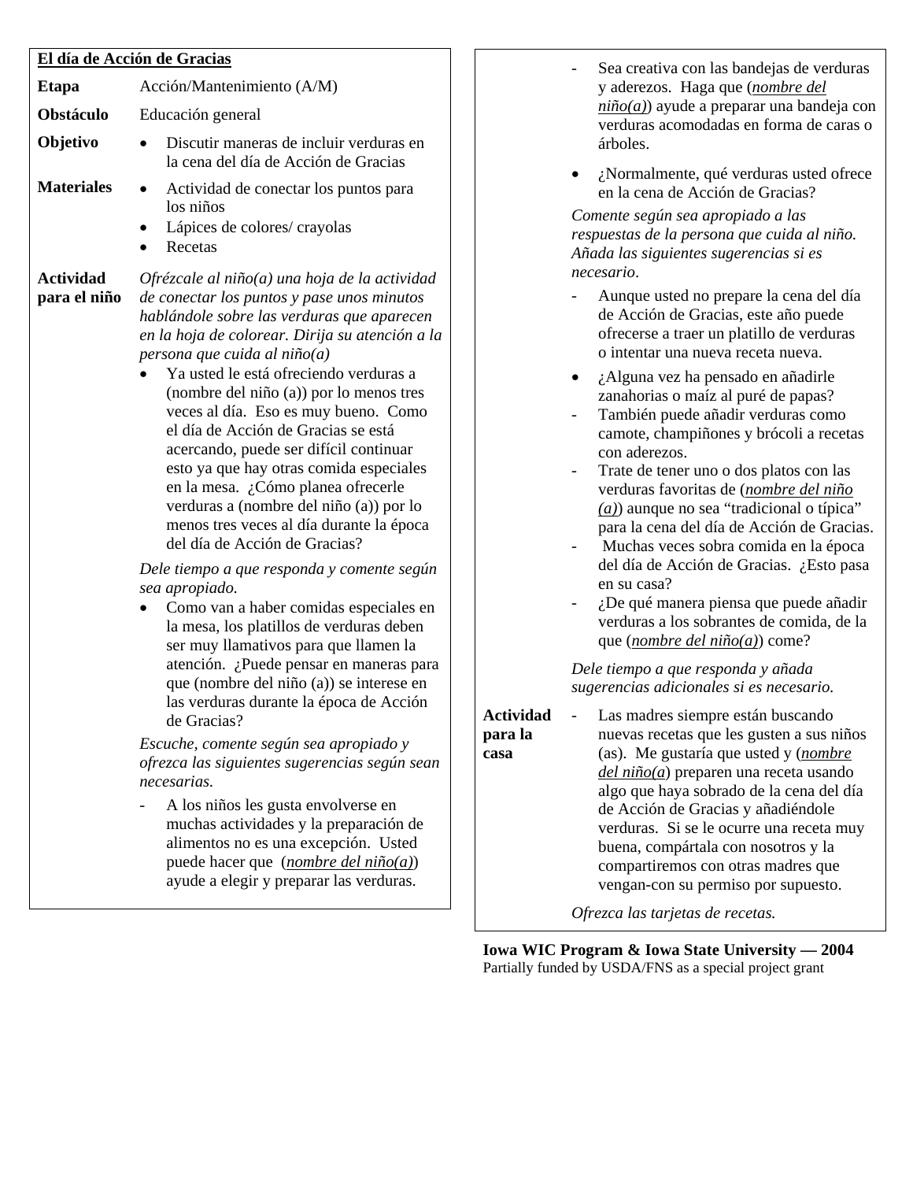**El día de Acción de Gracias**

**Etapa** Acción/Mantenimiento (A/M)

**Obstáculo** Educación general

**Objetivo**

- Discutir maneras de incluir verduras en la cena del día de Acción de Gracias

**Materiales**

- Actividad de conectar los puntos para los niños
- Lápices de colores/ crayolas
- Recetas

**Actividad para el niño**

*Ofrézcale al niño(a) una hoja de la actividad de conectar los puntos y pase unos minutos hablándole sobre las verduras que aparecen en la hoja de colorear. Dirija su atención a la persona que cuida al niño(a)*

- Ya usted le está ofreciendo verduras a (nombre del niño (a)) por lo menos tres veces al día. Eso es muy bueno. Como el día de Acción de Gracias se está acercando, puede ser difícil continuar esto ya que hay otras comida especiales en la mesa. ¿Cómo planea ofrecerle verduras a (nombre del niño (a)) por lo menos tres veces al día durante la época del día de Acción de Gracias?

*Dele tiempo a que responda y comente según sea apropiado.*

- Como van a haber comidas especiales en la mesa, los platillos de verduras deben ser muy llamativos para que llamen la atención. ¿Puede pensar en maneras para que (nombre del niño (a)) se interese en las verduras durante la época de Acción de Gracias?

*Escuche, comente según sea apropiado y ofrezca las siguientes sugerencias según sean necesarias.*

- A los niños les gusta envolverse en muchas actividades y la preparación de alimentos no es una excepción. Usted puede hacer que (*nombre del niño(a)*) ayude a elegir y preparar las verduras.
- Sea creativa con las bandejas de verduras y aderezos. Haga que (*nombre del niño(a)*) ayude a preparar una bandeja con verduras acomodadas en forma de caras o árboles.

- ¿Normalmente, qué verduras usted ofrece en la cena de Acción de Gracias?

*Comente según sea apropiado a las respuestas de la persona que cuida al niño. Añada las siguientes sugerencias si es necesario.*

- Aunque usted no prepare la cena del día de Acción de Gracias, este año puede ofrecerse a traer un platillo de verduras o intentar una nueva receta nueva.

- ¿Alguna vez ha pensado en añadirle zanahorias o maíz al puré de papas?
- También puede añadir verduras como camote, champiñones y brócoli a recetas con aderezos.
- Trate de tener uno o dos platos con las verduras favoritas de (*nombre del niño (a)*) aunque no sea "tradicional o típica" para la cena del día de Acción de Gracias.
- Muchas veces sobra comida en la época del día de Acción de Gracias. ¿Esto pasa en su casa?
- ¿De qué manera piensa que puede añadir verduras a los sobrantes de comida, de la que (*nombre del niño(a)*) come?

*Dele tiempo a que responda y añada sugerencias adicionales si es necesario.*

**Actividad para la casa**

- Las madres siempre están buscando nuevas recetas que les gusten a sus niños (as). Me gustaría que usted y (*nombre del niño(a*) preparen una receta usando algo que haya sobrado de la cena del día de Acción de Gracias y añadiéndole verduras. Si se le ocurre una receta muy buena, compártala con nosotros y la compartiremos con otras madres que vengan-con su permiso por supuesto.

*Ofrezca las tarjetas de recetas.*

**Iowa WIC Program & Iowa State University — 2004**
Partially funded by USDA/FNS as a special project grant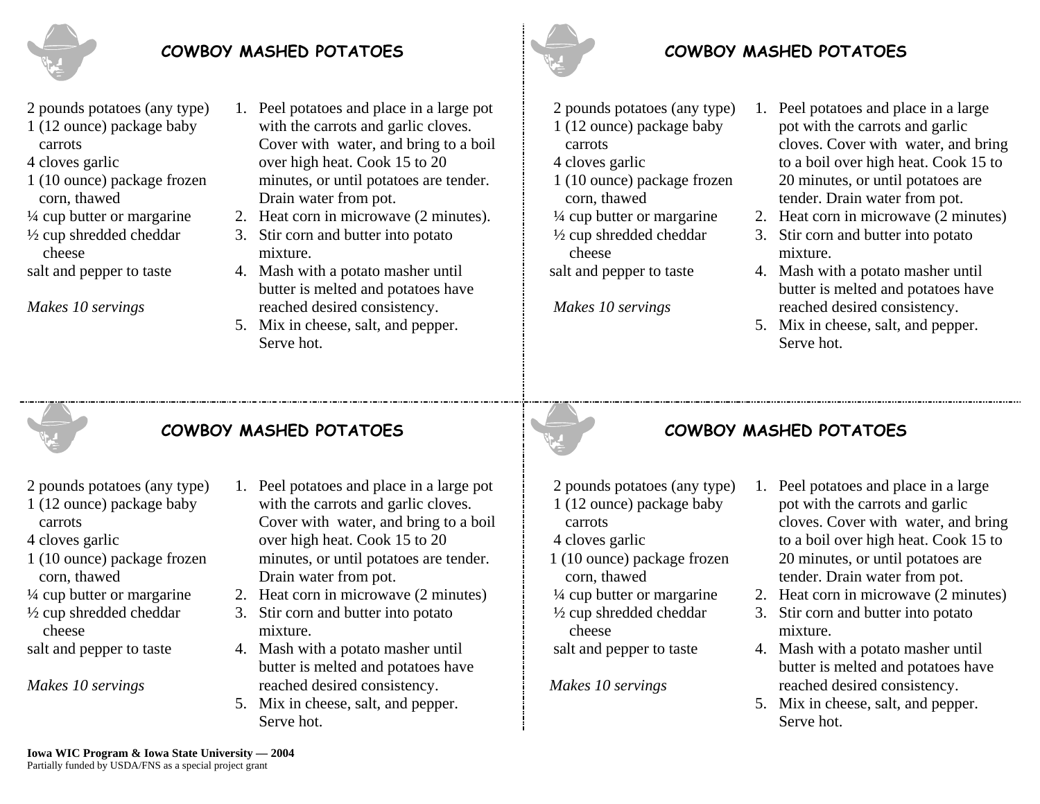## COWBOY MASHED POTATOES

2 pounds potatoes (any type)
1 (12 ounce) package baby carrots
4 cloves garlic
1 (10 ounce) package frozen corn, thawed
¼ cup butter or margarine
½ cup shredded cheddar cheese
salt and pepper to taste

*Makes 10 servings*

1. Peel potatoes and place in a large pot with the carrots and garlic cloves. Cover with water, and bring to a boil over high heat. Cook 15 to 20 minutes, or until potatoes are tender. Drain water from pot.
2. Heat corn in microwave (2 minutes).
3. Stir corn and butter into potato mixture.
4. Mash with a potato masher until butter is melted and potatoes have reached desired consistency.
5. Mix in cheese, salt, and pepper. Serve hot.

## COWBOY MASHED POTATOES

2 pounds potatoes (any type)
1 (12 ounce) package baby carrots
4 cloves garlic
1 (10 ounce) package frozen corn, thawed
¼ cup butter or margarine
½ cup shredded cheddar cheese
salt and pepper to taste

*Makes 10 servings*

1. Peel potatoes and place in a large pot with the carrots and garlic cloves. Cover with water, and bring to a boil over high heat. Cook 15 to 20 minutes, or until potatoes are tender. Drain water from pot.
2. Heat corn in microwave (2 minutes)
3. Stir corn and butter into potato mixture.
4. Mash with a potato masher until butter is melted and potatoes have reached desired consistency.
5. Mix in cheese, salt, and pepper. Serve hot.

## COWBOY MASHED POTATOES

2 pounds potatoes (any type)
1 (12 ounce) package baby carrots
4 cloves garlic
1 (10 ounce) package frozen corn, thawed
¼ cup butter or margarine
½ cup shredded cheddar cheese
salt and pepper to taste

*Makes 10 servings*

1. Peel potatoes and place in a large pot with the carrots and garlic cloves. Cover with water, and bring to a boil over high heat. Cook 15 to 20 minutes, or until potatoes are tender. Drain water from pot.
2. Heat corn in microwave (2 minutes)
3. Stir corn and butter into potato mixture.
4. Mash with a potato masher until butter is melted and potatoes have reached desired consistency.
5. Mix in cheese, salt, and pepper. Serve hot.

## COWBOY MASHED POTATOES

2 pounds potatoes (any type)
1 (12 ounce) package baby carrots
4 cloves garlic
1 (10 ounce) package frozen corn, thawed
¼ cup butter or margarine
½ cup shredded cheddar cheese
salt and pepper to taste

*Makes 10 servings*

1. Peel potatoes and place in a large pot with the carrots and garlic cloves. Cover with water, and bring to a boil over high heat. Cook 15 to 20 minutes, or until potatoes are tender. Drain water from pot.
2. Heat corn in microwave (2 minutes)
3. Stir corn and butter into potato mixture.
4. Mash with a potato masher until butter is melted and potatoes have reached desired consistency.
5. Mix in cheese, salt, and pepper. Serve hot.

**Iowa WIC Program & Iowa State University — 2004**
Partially funded by USDA/FNS as a special project grant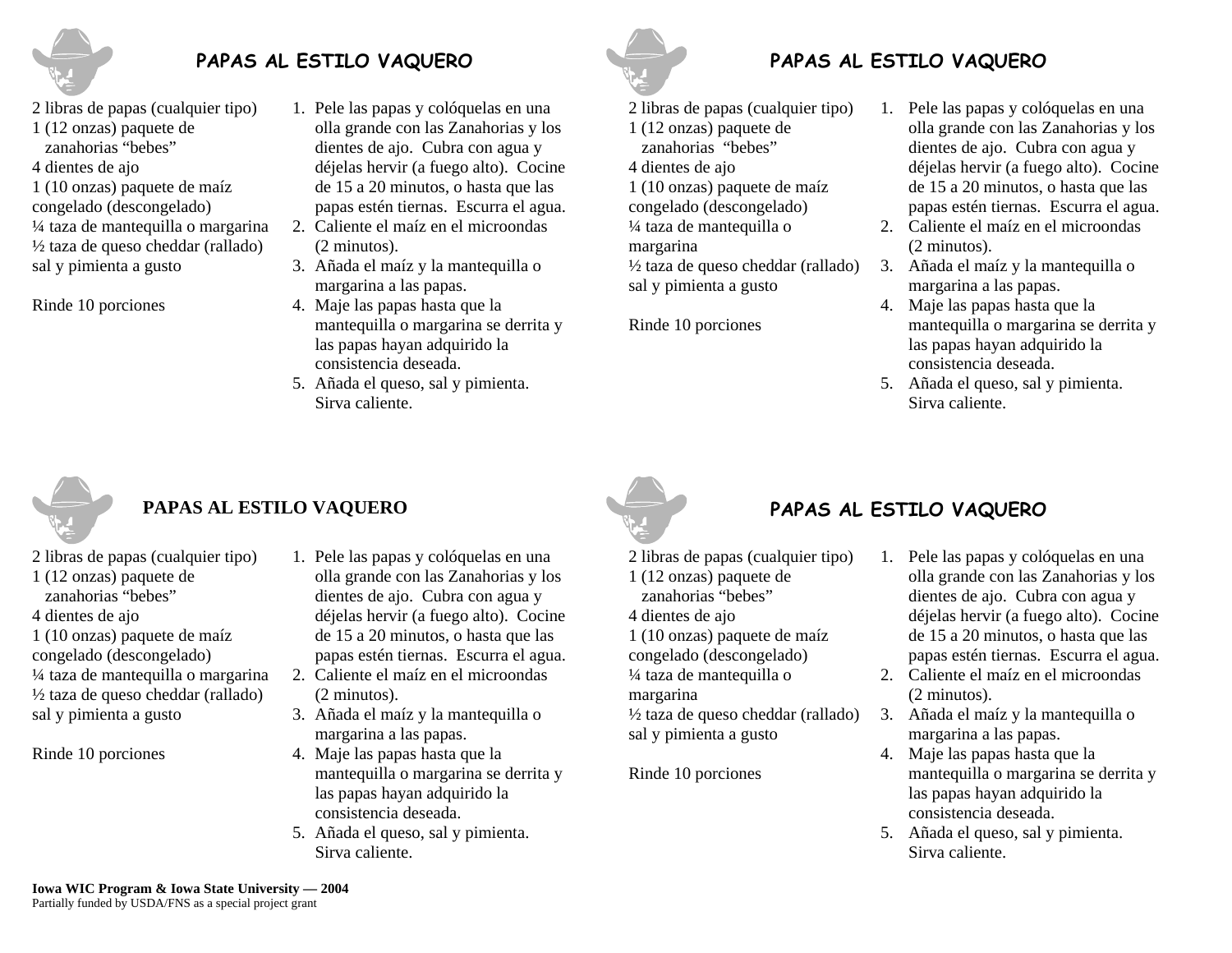## PAPAS AL ESTILO VAQUERO

2 libras de papas (cualquier tipo)
1 (12 onzas) paquete de zanahorias “bebes”
4 dientes de ajo
1 (10 onzas) paquete de maíz congelado (descongelado)
¼ taza de mantequilla o margarina
½ taza de queso cheddar (rallado)
sal y pimienta a gusto

Rinde 10 porciones

1. Pele las papas y colóquelas en una olla grande con las Zanahorias y los dientes de ajo. Cubra con agua y déjelas hervir (a fuego alto). Cocine de 15 a 20 minutos, o hasta que las papas estén tiernas. Escurra el agua.
2. Caliente el maíz en el microondas (2 minutos).
3. Añada el maíz y la mantequilla o margarina a las papas.
4. Maje las papas hasta que la mantequilla o margarina se derrita y las papas hayan adquirido la consistencia deseada.
5. Añada el queso, sal y pimienta. Sirva caliente.

## PAPAS AL ESTILO VAQUERO

2 libras de papas (cualquier tipo)
1 (12 onzas) paquete de zanahorias “bebes”
4 dientes de ajo
1 (10 onzas) paquete de maíz congelado (descongelado)
¼ taza de mantequilla o margarina
½ taza de queso cheddar (rallado)
sal y pimienta a gusto

Rinde 10 porciones

1. Pele las papas y colóquelas en una olla grande con las Zanahorias y los dientes de ajo. Cubra con agua y déjelas hervir (a fuego alto). Cocine de 15 a 20 minutos, o hasta que las papas estén tiernas. Escurra el agua.
2. Caliente el maíz en el microondas (2 minutos).
3. Añada el maíz y la mantequilla o margarina a las papas.
4. Maje las papas hasta que la mantequilla o margarina se derrita y las papas hayan adquirido la consistencia deseada.
5. Añada el queso, sal y pimienta. Sirva caliente.

## PAPAS AL ESTILO VAQUERO

2 libras de papas (cualquier tipo)
1 (12 onzas) paquete de zanahorias “bebes”
4 dientes de ajo
1 (10 onzas) paquete de maíz congelado (descongelado)
¼ taza de mantequilla o margarina
½ taza de queso cheddar (rallado)
sal y pimienta a gusto

Rinde 10 porciones

1. Pele las papas y colóquelas en una olla grande con las Zanahorias y los dientes de ajo. Cubra con agua y déjelas hervir (a fuego alto). Cocine de 15 a 20 minutos, o hasta que las papas estén tiernas. Escurra el agua.
2. Caliente el maíz en el microondas (2 minutos).
3. Añada el maíz y la mantequilla o margarina a las papas.
4. Maje las papas hasta que la mantequilla o margarina se derrita y las papas hayan adquirido la consistencia deseada.
5. Añada el queso, sal y pimienta. Sirva caliente.

## PAPAS AL ESTILO VAQUERO

2 libras de papas (cualquier tipo)
1 (12 onzas) paquete de zanahorias “bebes”
4 dientes de ajo
1 (10 onzas) paquete de maíz congelado (descongelado)
¼ taza de mantequilla o margarina
½ taza de queso cheddar (rallado)
sal y pimienta a gusto

Rinde 10 porciones

1. Pele las papas y colóquelas en una olla grande con las Zanahorias y los dientes de ajo. Cubra con agua y déjelas hervir (a fuego alto). Cocine de 15 a 20 minutos, o hasta que las papas estén tiernas. Escurra el agua.
2. Caliente el maíz en el microondas (2 minutos).
3. Añada el maíz y la mantequilla o margarina a las papas.
4. Maje las papas hasta que la mantequilla o margarina se derrita y las papas hayan adquirido la consistencia deseada.
5. Añada el queso, sal y pimienta. Sirva caliente.

**Iowa WIC Program & Iowa State University — 2004**
Partially funded by USDA/FNS as a special project grant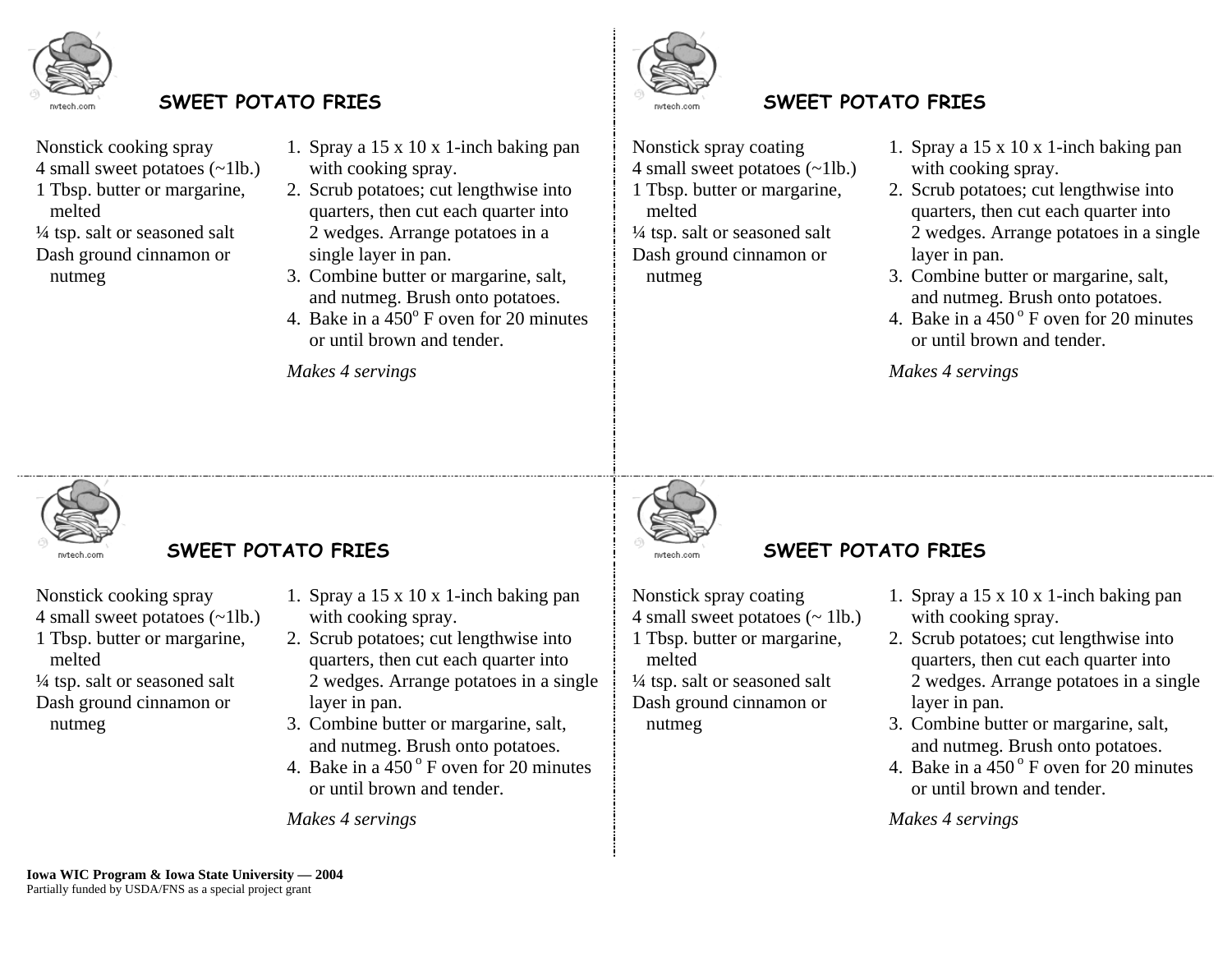## SWEET POTATO FRIES

Nonstick cooking spray
4 small sweet potatoes (~1lb.)
1 Tbsp. butter or margarine, melted
¼ tsp. salt or seasoned salt
Dash ground cinnamon or nutmeg

1. Spray a 15 x 10 x 1-inch baking pan with cooking spray.
2. Scrub potatoes; cut lengthwise into quarters, then cut each quarter into 2 wedges. Arrange potatoes in a single layer in pan.
3. Combine butter or margarine, salt, and nutmeg. Brush onto potatoes.
4. Bake in a 450$^{o}$ F oven for 20 minutes or until brown and tender.

*Makes 4 servings*

## SWEET POTATO FRIES

Nonstick spray coating
4 small sweet potatoes (~1lb.)
1 Tbsp. butter or margarine, melted
¼ tsp. salt or seasoned salt
Dash ground cinnamon or nutmeg

1. Spray a 15 x 10 x 1-inch baking pan with cooking spray.
2. Scrub potatoes; cut lengthwise into quarters, then cut each quarter into 2 wedges. Arrange potatoes in a single layer in pan.
3. Combine butter or margarine, salt, and nutmeg. Brush onto potatoes.
4. Bake in a 450$^{o}$ F oven for 20 minutes or until brown and tender.

*Makes 4 servings*

## SWEET POTATO FRIES

Nonstick cooking spray
4 small sweet potatoes (~1lb.)
1 Tbsp. butter or margarine, melted
¼ tsp. salt or seasoned salt
Dash ground cinnamon or nutmeg

1. Spray a 15 x 10 x 1-inch baking pan with cooking spray.
2. Scrub potatoes; cut lengthwise into quarters, then cut each quarter into 2 wedges. Arrange potatoes in a single layer in pan.
3. Combine butter or margarine, salt, and nutmeg. Brush onto potatoes.
4. Bake in a 450$^{o}$ F oven for 20 minutes or until brown and tender.

*Makes 4 servings*

## SWEET POTATO FRIES

Nonstick spray coating
4 small sweet potatoes (~ 1lb.)
1 Tbsp. butter or margarine, melted
¼ tsp. salt or seasoned salt
Dash ground cinnamon or nutmeg

1. Spray a 15 x 10 x 1-inch baking pan with cooking spray.
2. Scrub potatoes; cut lengthwise into quarters, then cut each quarter into 2 wedges. Arrange potatoes in a single layer in pan.
3. Combine butter or margarine, salt, and nutmeg. Brush onto potatoes.
4. Bake in a 450$^{o}$ F oven for 20 minutes or until brown and tender.

*Makes 4 servings*

**Iowa WIC Program & Iowa State University — 2004**
Partially funded by USDA/FNS as a special project grant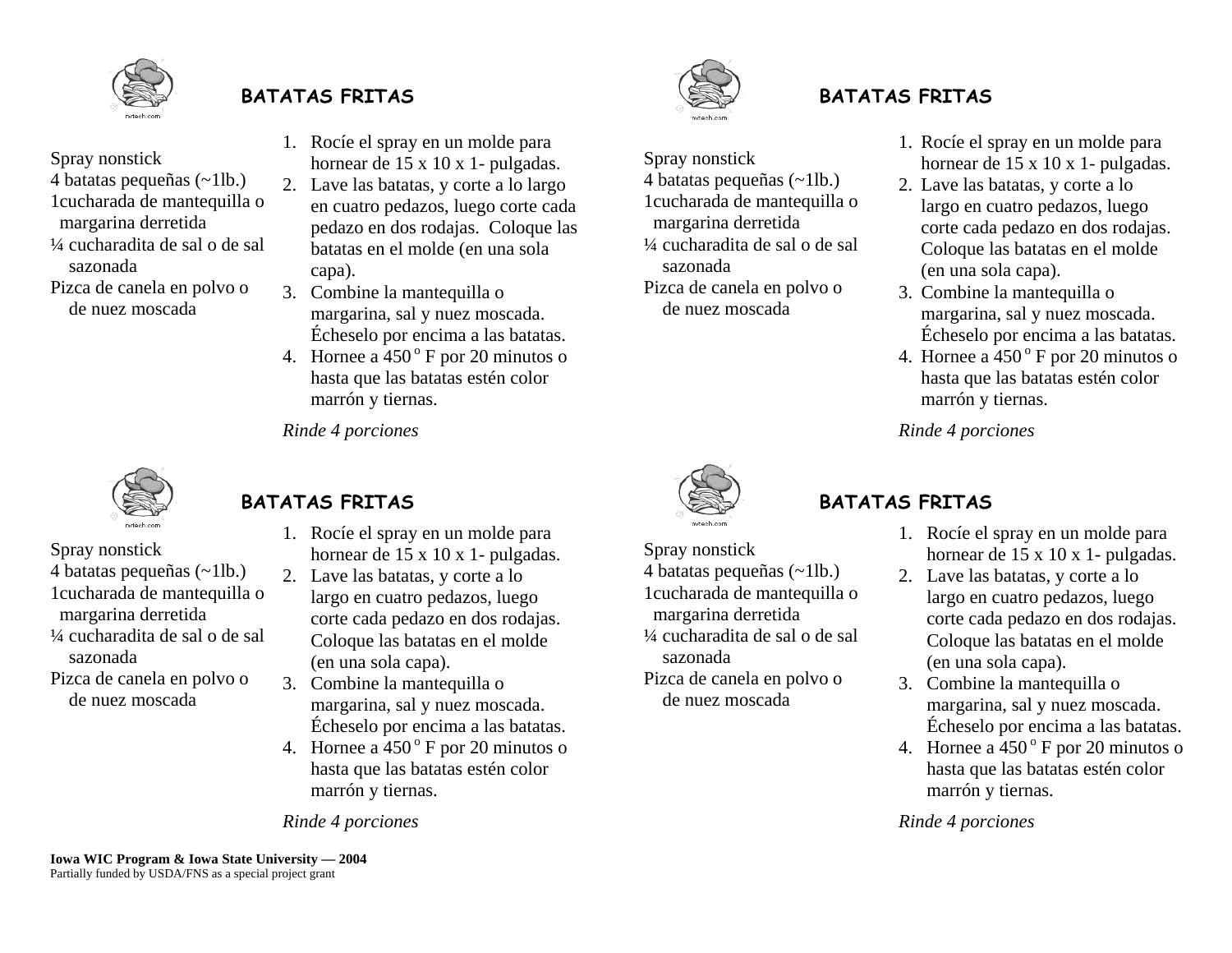## BATATAS FRITAS

Spray nonstick
4 batatas pequeñas (~1lb.)
1cucharada de mantequilla o margarina derretida
¼ cucharadita de sal o de sal sazonada
Pizca de canela en polvo o de nuez moscada

1. Rocíe el spray en un molde para hornear de 15 x 10 x 1- pulgadas.
2. Lave las batatas, y corte a lo largo en cuatro pedazos, luego corte cada pedazo en dos rodajas. Coloque las batatas en el molde (en una sola capa).
3. Combine la mantequilla o margarina, sal y nuez moscada. Écheselo por encima a las batatas.
4. Hornee a 450 $^{o}$ F por 20 minutos o hasta que las batatas estén color marrón y tiernas.

*Rinde 4 porciones*

## BATATAS FRITAS

Spray nonstick
4 batatas pequeñas (~1lb.)
1cucharada de mantequilla o margarina derretida
¼ cucharadita de sal o de sal sazonada
Pizca de canela en polvo o de nuez moscada

1. Rocíe el spray en un molde para hornear de 15 x 10 x 1- pulgadas.
2. Lave las batatas, y corte a lo largo en cuatro pedazos, luego corte cada pedazo en dos rodajas. Coloque las batatas en el molde (en una sola capa).
3. Combine la mantequilla o margarina, sal y nuez moscada. Écheselo por encima a las batatas.
4. Hornee a 450 $^{o}$ F por 20 minutos o hasta que las batatas estén color marrón y tiernas.

*Rinde 4 porciones*

## BATATAS FRITAS

Spray nonstick
4 batatas pequeñas (~1lb.)
1cucharada de mantequilla o margarina derretida
¼ cucharadita de sal o de sal sazonada
Pizca de canela en polvo o de nuez moscada

1. Rocíe el spray en un molde para hornear de 15 x 10 x 1- pulgadas.
2. Lave las batatas, y corte a lo largo en cuatro pedazos, luego corte cada pedazo en dos rodajas. Coloque las batatas en el molde (en una sola capa).
3. Combine la mantequilla o margarina, sal y nuez moscada. Écheselo por encima a las batatas.
4. Hornee a 450 $^{o}$ F por 20 minutos o hasta que las batatas estén color marrón y tiernas.

*Rinde 4 porciones*

## BATATAS FRITAS

Spray nonstick
4 batatas pequeñas (~1lb.)
1cucharada de mantequilla o margarina derretida
¼ cucharadita de sal o de sal sazonada
Pizca de canela en polvo o de nuez moscada

1. Rocíe el spray en un molde para hornear de 15 x 10 x 1- pulgadas.
2. Lave las batatas, y corte a lo largo en cuatro pedazos, luego corte cada pedazo en dos rodajas. Coloque las batatas en el molde (en una sola capa).
3. Combine la mantequilla o margarina, sal y nuez moscada. Écheselo por encima a las batatas.
4. Hornee a 450 $^{o}$ F por 20 minutos o hasta que las batatas estén color marrón y tiernas.

*Rinde 4 porciones*

**Iowa WIC Program & Iowa State University — 2004**
Partially funded by USDA/FNS as a special project grant